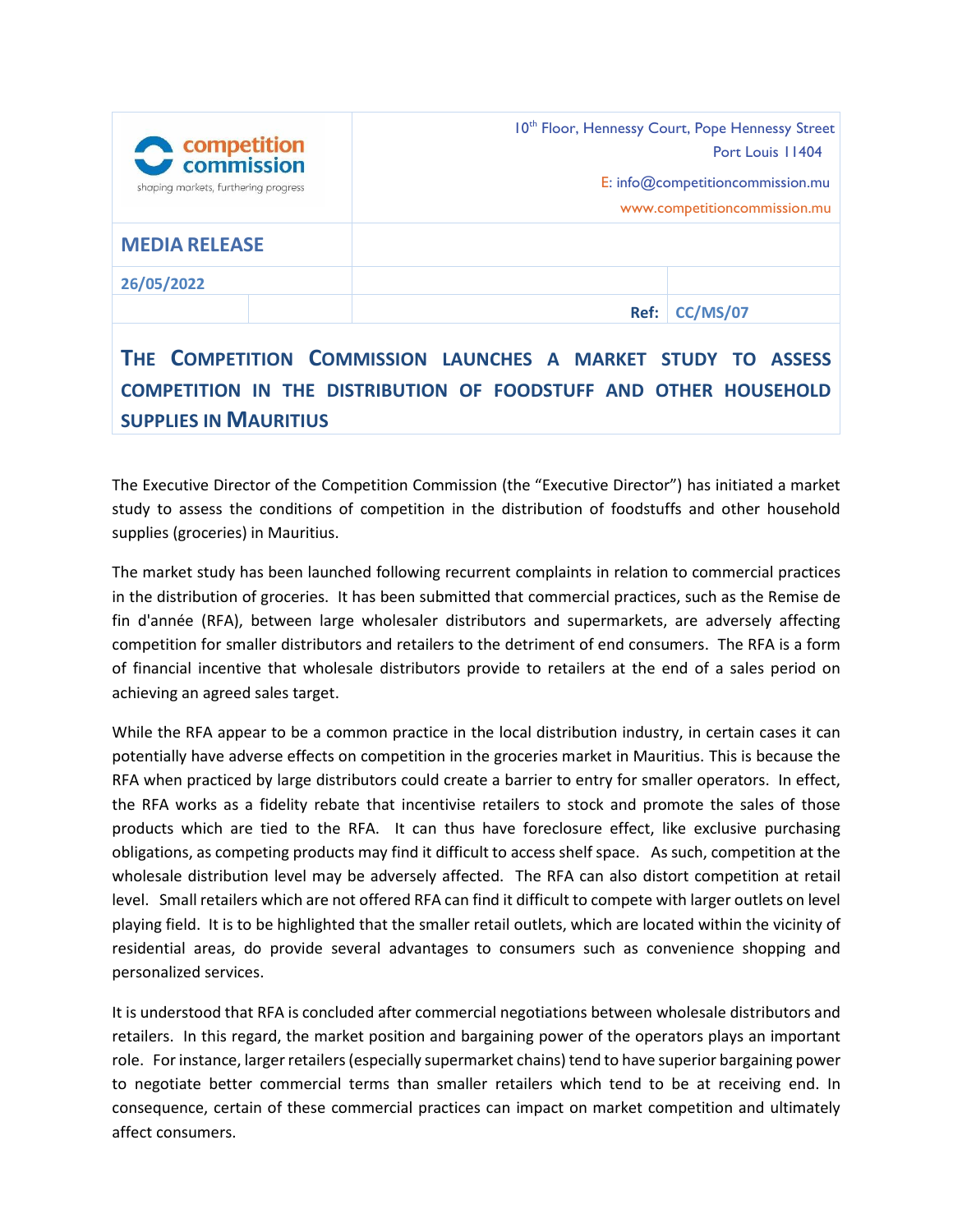competition commission

shaping markets, furthering progress

10th Floor, Hennessy Court, Pope Hennessy Street
Port Louis 11404

E: info@competitioncommission.mu
www.competitioncommission.mu

**MEDIA RELEASE**

**26/05/2022**

**Ref: CC/MS/07**

# THE COMPETITION COMMISSION LAUNCHES A MARKET STUDY TO ASSESS COMPETITION IN THE DISTRIBUTION OF FOODSTUFF AND OTHER HOUSEHOLD SUPPLIES IN MAURITIUS

The Executive Director of the Competition Commission (the "Executive Director") has initiated a market study to assess the conditions of competition in the distribution of foodstuffs and other household supplies (groceries) in Mauritius.

The market study has been launched following recurrent complaints in relation to commercial practices in the distribution of groceries. It has been submitted that commercial practices, such as the Remise de fin d'année (RFA), between large wholesaler distributors and supermarkets, are adversely affecting competition for smaller distributors and retailers to the detriment of end consumers. The RFA is a form of financial incentive that wholesale distributors provide to retailers at the end of a sales period on achieving an agreed sales target.

While the RFA appear to be a common practice in the local distribution industry, in certain cases it can potentially have adverse effects on competition in the groceries market in Mauritius. This is because the RFA when practiced by large distributors could create a barrier to entry for smaller operators. In effect, the RFA works as a fidelity rebate that incentivise retailers to stock and promote the sales of those products which are tied to the RFA. It can thus have foreclosure effect, like exclusive purchasing obligations, as competing products may find it difficult to access shelf space. As such, competition at the wholesale distribution level may be adversely affected. The RFA can also distort competition at retail level. Small retailers which are not offered RFA can find it difficult to compete with larger outlets on level playing field. It is to be highlighted that the smaller retail outlets, which are located within the vicinity of residential areas, do provide several advantages to consumers such as convenience shopping and personalized services.

It is understood that RFA is concluded after commercial negotiations between wholesale distributors and retailers. In this regard, the market position and bargaining power of the operators plays an important role. For instance, larger retailers (especially supermarket chains) tend to have superior bargaining power to negotiate better commercial terms than smaller retailers which tend to be at receiving end. In consequence, certain of these commercial practices can impact on market competition and ultimately affect consumers.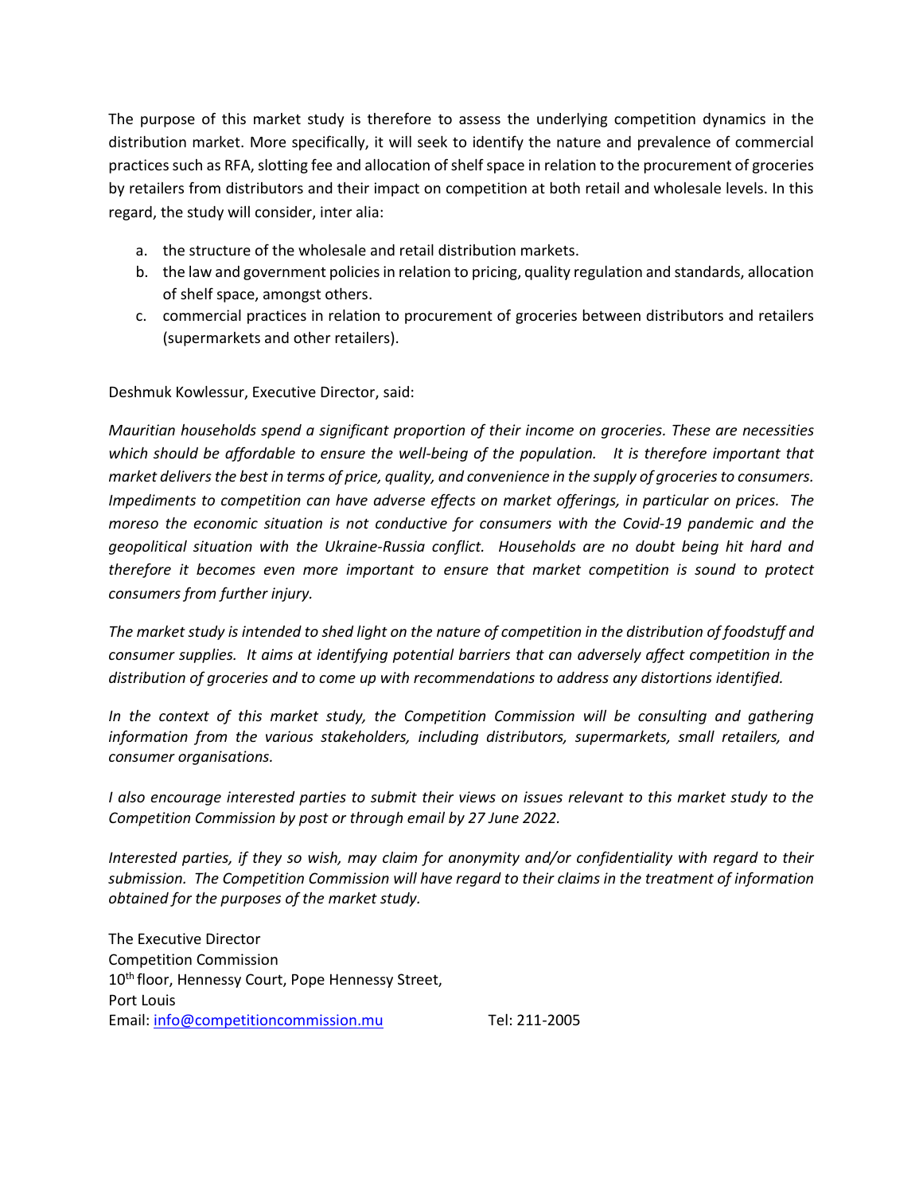The purpose of this market study is therefore to assess the underlying competition dynamics in the distribution market. More specifically, it will seek to identify the nature and prevalence of commercial practices such as RFA, slotting fee and allocation of shelf space in relation to the procurement of groceries by retailers from distributors and their impact on competition at both retail and wholesale levels. In this regard, the study will consider, inter alia:

a. the structure of the wholesale and retail distribution markets.
b. the law and government policies in relation to pricing, quality regulation and standards, allocation of shelf space, amongst others.
c. commercial practices in relation to procurement of groceries between distributors and retailers (supermarkets and other retailers).

Deshmuk Kowlessur, Executive Director, said:

*Mauritian households spend a significant proportion of their income on groceries. These are necessities which should be affordable to ensure the well-being of the population. It is therefore important that market delivers the best in terms of price, quality, and convenience in the supply of groceries to consumers. Impediments to competition can have adverse effects on market offerings, in particular on prices. The moreso the economic situation is not conductive for consumers with the Covid-19 pandemic and the geopolitical situation with the Ukraine-Russia conflict. Households are no doubt being hit hard and therefore it becomes even more important to ensure that market competition is sound to protect consumers from further injury.*

*The market study is intended to shed light on the nature of competition in the distribution of foodstuff and consumer supplies. It aims at identifying potential barriers that can adversely affect competition in the distribution of groceries and to come up with recommendations to address any distortions identified.*

*In the context of this market study, the Competition Commission will be consulting and gathering information from the various stakeholders, including distributors, supermarkets, small retailers, and consumer organisations.*

*I also encourage interested parties to submit their views on issues relevant to this market study to the Competition Commission by post or through email by 27 June 2022.*

*Interested parties, if they so wish, may claim for anonymity and/or confidentiality with regard to their submission. The Competition Commission will have regard to their claims in the treatment of information obtained for the purposes of the market study.*

The Executive Director
Competition Commission
10th floor, Hennessy Court, Pope Hennessy Street,
Port Louis
Email: info@competitioncommission.mu Tel: 211-2005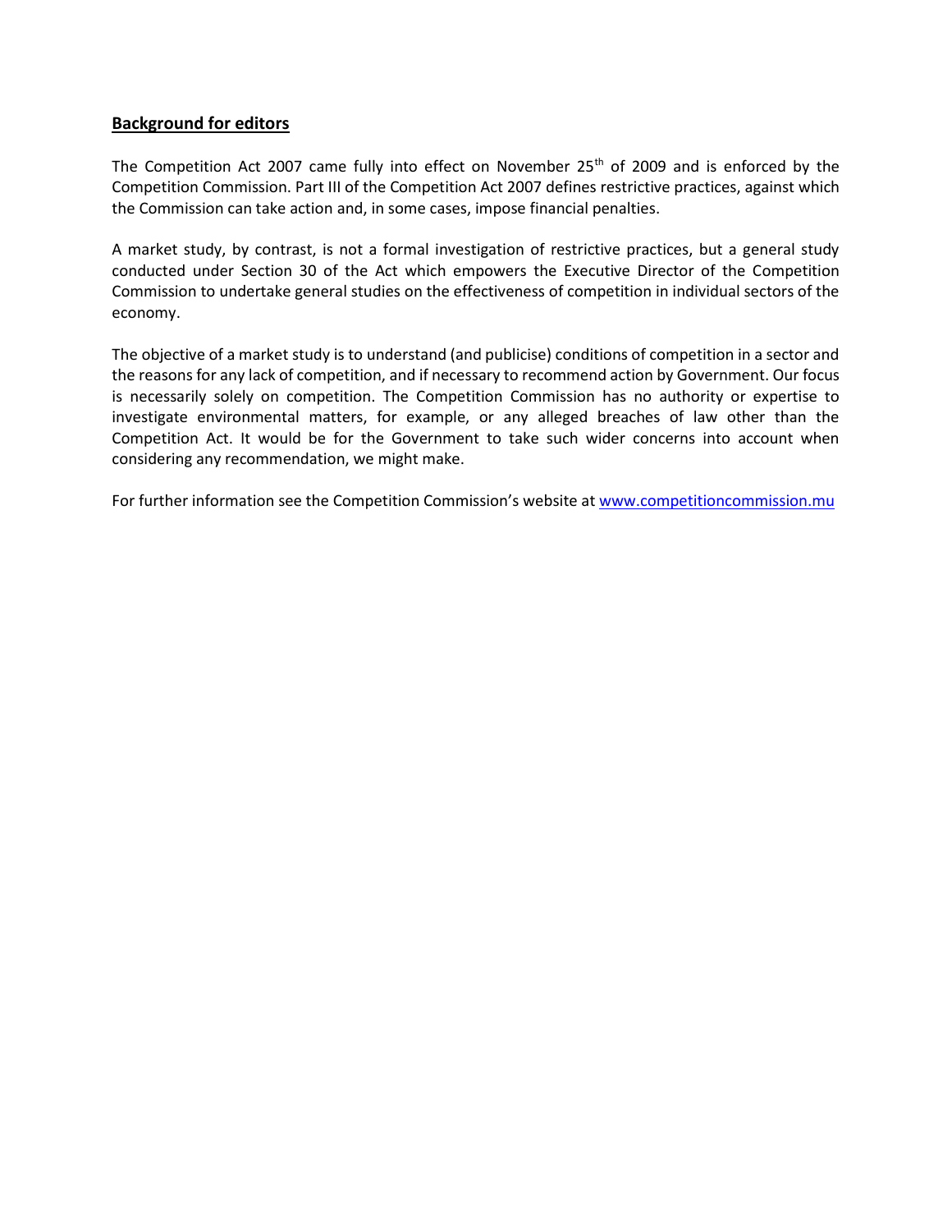## Background for editors

The Competition Act 2007 came fully into effect on November 25th of 2009 and is enforced by the Competition Commission. Part III of the Competition Act 2007 defines restrictive practices, against which the Commission can take action and, in some cases, impose financial penalties.

A market study, by contrast, is not a formal investigation of restrictive practices, but a general study conducted under Section 30 of the Act which empowers the Executive Director of the Competition Commission to undertake general studies on the effectiveness of competition in individual sectors of the economy.

The objective of a market study is to understand (and publicise) conditions of competition in a sector and the reasons for any lack of competition, and if necessary to recommend action by Government. Our focus is necessarily solely on competition. The Competition Commission has no authority or expertise to investigate environmental matters, for example, or any alleged breaches of law other than the Competition Act. It would be for the Government to take such wider concerns into account when considering any recommendation, we might make.

For further information see the Competition Commission's website at [www.competitioncommission.mu](http://www.competitioncommission.mu)